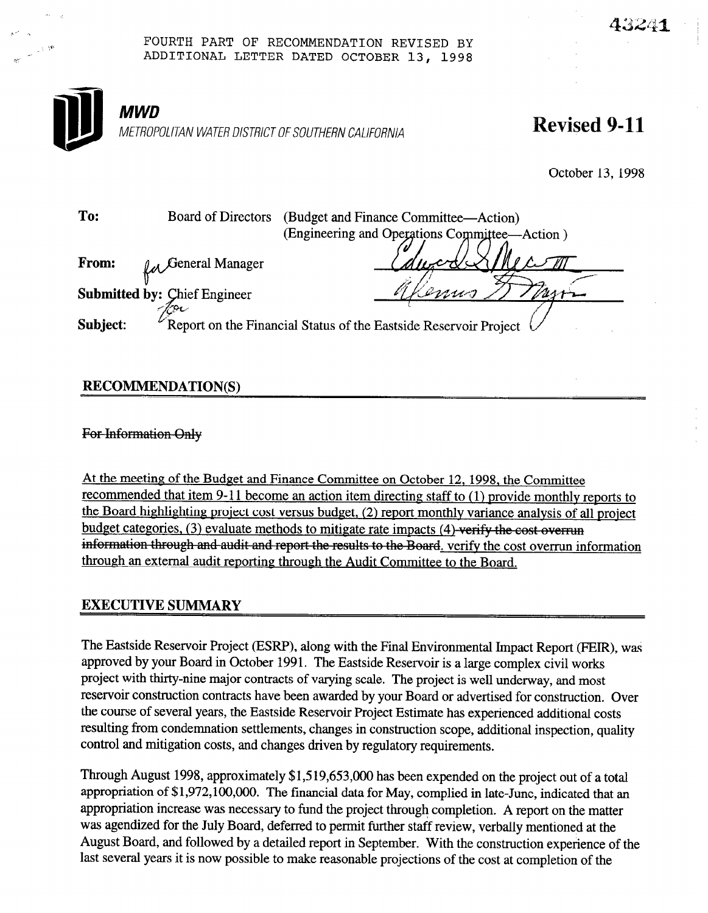FOURTH PART OF RECOMMENDATION REVISED BY ADDITIONAL LETTER DATED OCTOBER 13, 1998

**MWD**

*METROPOLITAN WATER DISTRICT OF SOUTHERN CALIFORNIA*

**Revised 9-11**

October 13, 1998

**To:** Board of Directors (Budget and Finance Committee—Action) (Engineering and Operations Committee—Action)

**From:** for General Manager

**Submitted by:** for Chief Engineer

**Subject:** Report on the Financial Status of the Eastside Reservoir Project

## RECOMMENDATION(S)

~~For Information Only~~

At the meeting of the Budget and Finance Committee on October 12, 1998, the Committee recommended that item 9-11 become an action item directing staff to (1) provide monthly reports to the Board highlighting project cost versus budget, (2) report monthly variance analysis of all project budget categories, (3) evaluate methods to mitigate rate impacts (4) ~~verify the cost overrun information through and audit and report the results to the Board~~. verify the cost overrun information through an external audit reporting through the Audit Committee to the Board.

## EXECUTIVE SUMMARY

The Eastside Reservoir Project (ESRP), along with the Final Environmental Impact Report (FEIR), was approved by your Board in October 1991. The Eastside Reservoir is a large complex civil works project with thirty-nine major contracts of varying scale. The project is well underway, and most reservoir construction contracts have been awarded by your Board or advertised for construction. Over the course of several years, the Eastside Reservoir Project Estimate has experienced additional costs resulting from condemnation settlements, changes in construction scope, additional inspection, quality control and mitigation costs, and changes driven by regulatory requirements.

Through August 1998, approximately $1,519,653,000 has been expended on the project out of a total appropriation of $1,972,100,000. The financial data for May, complied in late-June, indicated that an appropriation increase was necessary to fund the project through completion. A report on the matter was agendized for the July Board, deferred to permit further staff review, verbally mentioned at the August Board, and followed by a detailed report in September. With the construction experience of the last several years it is now possible to make reasonable projections of the cost at completion of the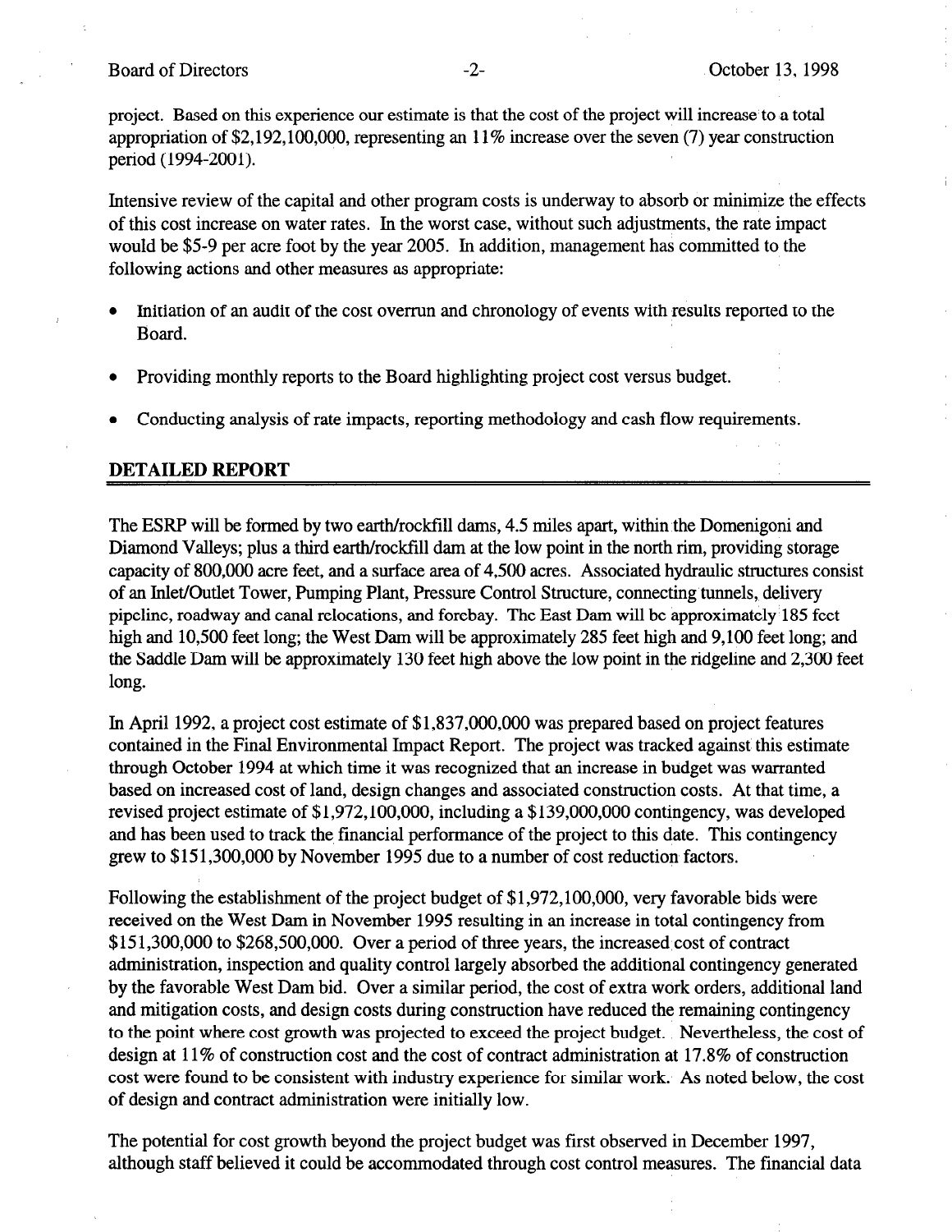project. Based on this experience our estimate is that the cost of the project will increase to a total appropriation of $2,192,100,000, representing an 11% increase over the seven (7) year construction period (1994-2001).

Intensive review of the capital and other program costs is underway to absorb or minimize the effects of this cost increase on water rates. In the worst case, without such adjustments, the rate impact would be $5-9 per acre foot by the year 2005. In addition, management has committed to the following actions and other measures as appropriate:

- Initiation of an audit of the cost overrun and chronology of events with results reported to the Board.
- Providing monthly reports to the Board highlighting project cost versus budget.
- Conducting analysis of rate impacts, reporting methodology and cash flow requirements.

## DETAILED REPORT

The ESRP will be formed by two earth/rockfill dams, 4.5 miles apart, within the Domenigoni and Diamond Valleys; plus a third earth/rockfill dam at the low point in the north rim, providing storage capacity of 800,000 acre feet, and a surface area of 4,500 acres. Associated hydraulic structures consist of an Inlet/Outlet Tower, Pumping Plant, Pressure Control Structure, connecting tunnels, delivery pipeline, roadway and canal relocations, and forebay. The East Dam will be approximately 185 feet high and 10,500 feet long; the West Dam will be approximately 285 feet high and 9,100 feet long; and the Saddle Dam will be approximately 130 feet high above the low point in the ridgeline and 2,300 feet long.

In April 1992, a project cost estimate of $1,837,000,000 was prepared based on project features contained in the Final Environmental Impact Report. The project was tracked against this estimate through October 1994 at which time it was recognized that an increase in budget was warranted based on increased cost of land, design changes and associated construction costs. At that time, a revised project estimate of $1,972,100,000, including a $139,000,000 contingency, was developed and has been used to track the financial performance of the project to this date. This contingency grew to $151,300,000 by November 1995 due to a number of cost reduction factors.

Following the establishment of the project budget of $1,972,100,000, very favorable bids were received on the West Dam in November 1995 resulting in an increase in total contingency from $151,300,000 to $268,500,000. Over a period of three years, the increased cost of contract administration, inspection and quality control largely absorbed the additional contingency generated by the favorable West Dam bid. Over a similar period, the cost of extra work orders, additional land and mitigation costs, and design costs during construction have reduced the remaining contingency to the point where cost growth was projected to exceed the project budget. Nevertheless, the cost of design at 11% of construction cost and the cost of contract administration at 17.8% of construction cost were found to be consistent with industry experience for similar work. As noted below, the cost of design and contract administration were initially low.

The potential for cost growth beyond the project budget was first observed in December 1997, although staff believed it could be accommodated through cost control measures. The financial data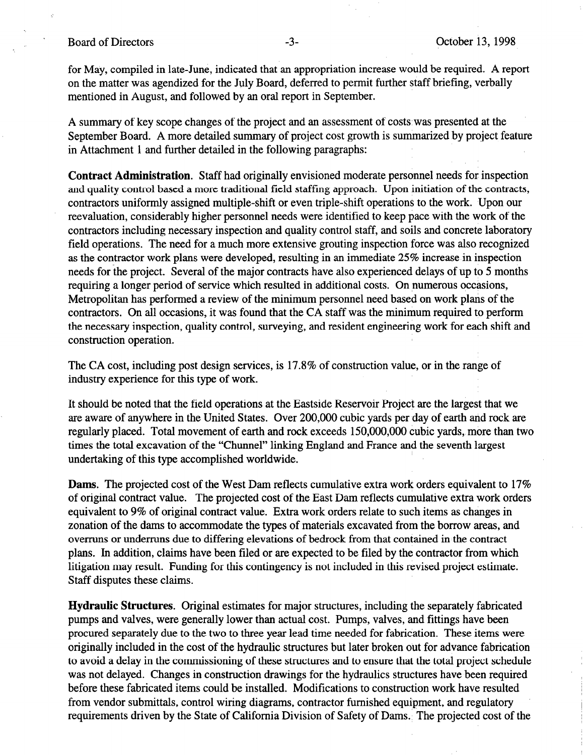for May, compiled in late-June, indicated that an appropriation increase would be required. A report on the matter was agendized for the July Board, deferred to permit further staff briefing, verbally mentioned in August, and followed by an oral report in September.

A summary of key scope changes of the project and an assessment of costs was presented at the September Board. A more detailed summary of project cost growth is summarized by project feature in Attachment 1 and further detailed in the following paragraphs:

**Contract Administration**. Staff had originally envisioned moderate personnel needs for inspection and quality control based a more traditional field staffing approach. Upon initiation of the contracts, contractors uniformly assigned multiple-shift or even triple-shift operations to the work. Upon our reevaluation, considerably higher personnel needs were identified to keep pace with the work of the contractors including necessary inspection and quality control staff, and soils and concrete laboratory field operations. The need for a much more extensive grouting inspection force was also recognized as the contractor work plans were developed, resulting in an immediate 25% increase in inspection needs for the project. Several of the major contracts have also experienced delays of up to 5 months requiring a longer period of service which resulted in additional costs. On numerous occasions, Metropolitan has performed a review of the minimum personnel need based on work plans of the contractors. On all occasions, it was found that the CA staff was the minimum required to perform the necessary inspection, quality control, surveying, and resident engineering work for each shift and construction operation.

The CA cost, including post design services, is 17.8% of construction value, or in the range of industry experience for this type of work.

It should be noted that the field operations at the Eastside Reservoir Project are the largest that we are aware of anywhere in the United States. Over 200,000 cubic yards per day of earth and rock are regularly placed. Total movement of earth and rock exceeds 150,000,000 cubic yards, more than two times the total excavation of the "Chunnel" linking England and France and the seventh largest undertaking of this type accomplished worldwide.

**Dams**. The projected cost of the West Dam reflects cumulative extra work orders equivalent to 17% of original contract value. The projected cost of the East Dam reflects cumulative extra work orders equivalent to 9% of original contract value. Extra work orders relate to such items as changes in zonation of the dams to accommodate the types of materials excavated from the borrow areas, and overruns or underruns due to differing elevations of bedrock from that contained in the contract plans. In addition, claims have been filed or are expected to be filed by the contractor from which litigation may result. Funding for this contingency is not included in this revised project estimate. Staff disputes these claims.

**Hydraulic Structures**. Original estimates for major structures, including the separately fabricated pumps and valves, were generally lower than actual cost. Pumps, valves, and fittings have been procured separately due to the two to three year lead time needed for fabrication. These items were originally included in the cost of the hydraulic structures but later broken out for advance fabrication to avoid a delay in the commissioning of these structures and to ensure that the total project schedule was not delayed. Changes in construction drawings for the hydraulics structures have been required before these fabricated items could be installed. Modifications to construction work have resulted from vendor submittals, control wiring diagrams, contractor furnished equipment, and regulatory requirements driven by the State of California Division of Safety of Dams. The projected cost of the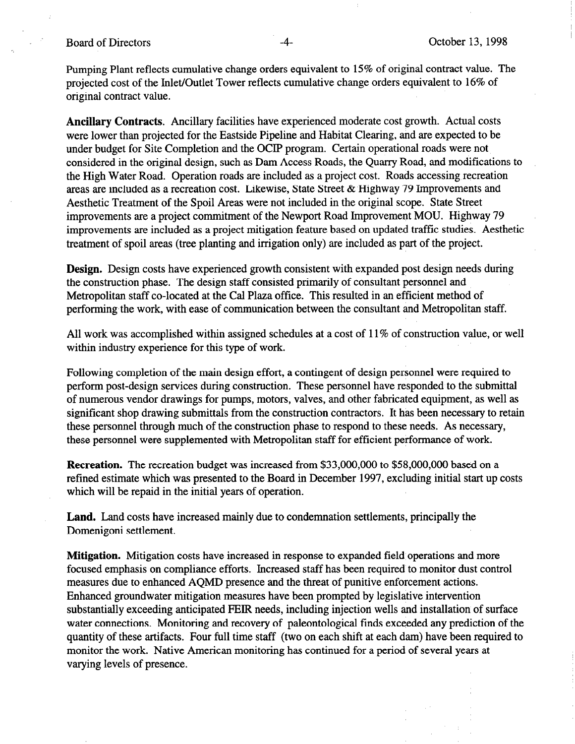Pumping Plant reflects cumulative change orders equivalent to 15% of original contract value. The projected cost of the Inlet/Outlet Tower reflects cumulative change orders equivalent to 16% of original contract value.

**Ancillary Contracts**. Ancillary facilities have experienced moderate cost growth. Actual costs were lower than projected for the Eastside Pipeline and Habitat Clearing, and are expected to be under budget for Site Completion and the OCIP program. Certain operational roads were not considered in the original design, such as Dam Access Roads, the Quarry Road, and modifications to the High Water Road. Operation roads are included as a project cost. Roads accessing recreation areas are included as a recreation cost. Likewise, State Street & Highway 79 Improvements and Aesthetic Treatment of the Spoil Areas were not included in the original scope. State Street improvements are a project commitment of the Newport Road Improvement MOU. Highway 79 improvements are included as a project mitigation feature based on updated traffic studies. Aesthetic treatment of spoil areas (tree planting and irrigation only) are included as part of the project.

**Design.** Design costs have experienced growth consistent with expanded post design needs during the construction phase. The design staff consisted primarily of consultant personnel and Metropolitan staff co-located at the Cal Plaza office. This resulted in an efficient method of performing the work, with ease of communication between the consultant and Metropolitan staff.

All work was accomplished within assigned schedules at a cost of 11% of construction value, or well within industry experience for this type of work.

Following completion of the main design effort, a contingent of design personnel were required to perform post-design services during construction. These personnel have responded to the submittal of numerous vendor drawings for pumps, motors, valves, and other fabricated equipment, as well as significant shop drawing submittals from the construction contractors. It has been necessary to retain these personnel through much of the construction phase to respond to these needs. As necessary, these personnel were supplemented with Metropolitan staff for efficient performance of work.

**Recreation.** The recreation budget was increased from $33,000,000 to $58,000,000 based on a refined estimate which was presented to the Board in December 1997, excluding initial start up costs which will be repaid in the initial years of operation.

**Land.** Land costs have increased mainly due to condemnation settlements, principally the Domenigoni settlement.

**Mitigation.** Mitigation costs have increased in response to expanded field operations and more focused emphasis on compliance efforts. Increased staff has been required to monitor dust control measures due to enhanced AQMD presence and the threat of punitive enforcement actions. Enhanced groundwater mitigation measures have been prompted by legislative intervention substantially exceeding anticipated FEIR needs, including injection wells and installation of surface water connections. Monitoring and recovery of paleontological finds exceeded any prediction of the quantity of these artifacts. Four full time staff (two on each shift at each dam) have been required to monitor the work. Native American monitoring has continued for a period of several years at varying levels of presence.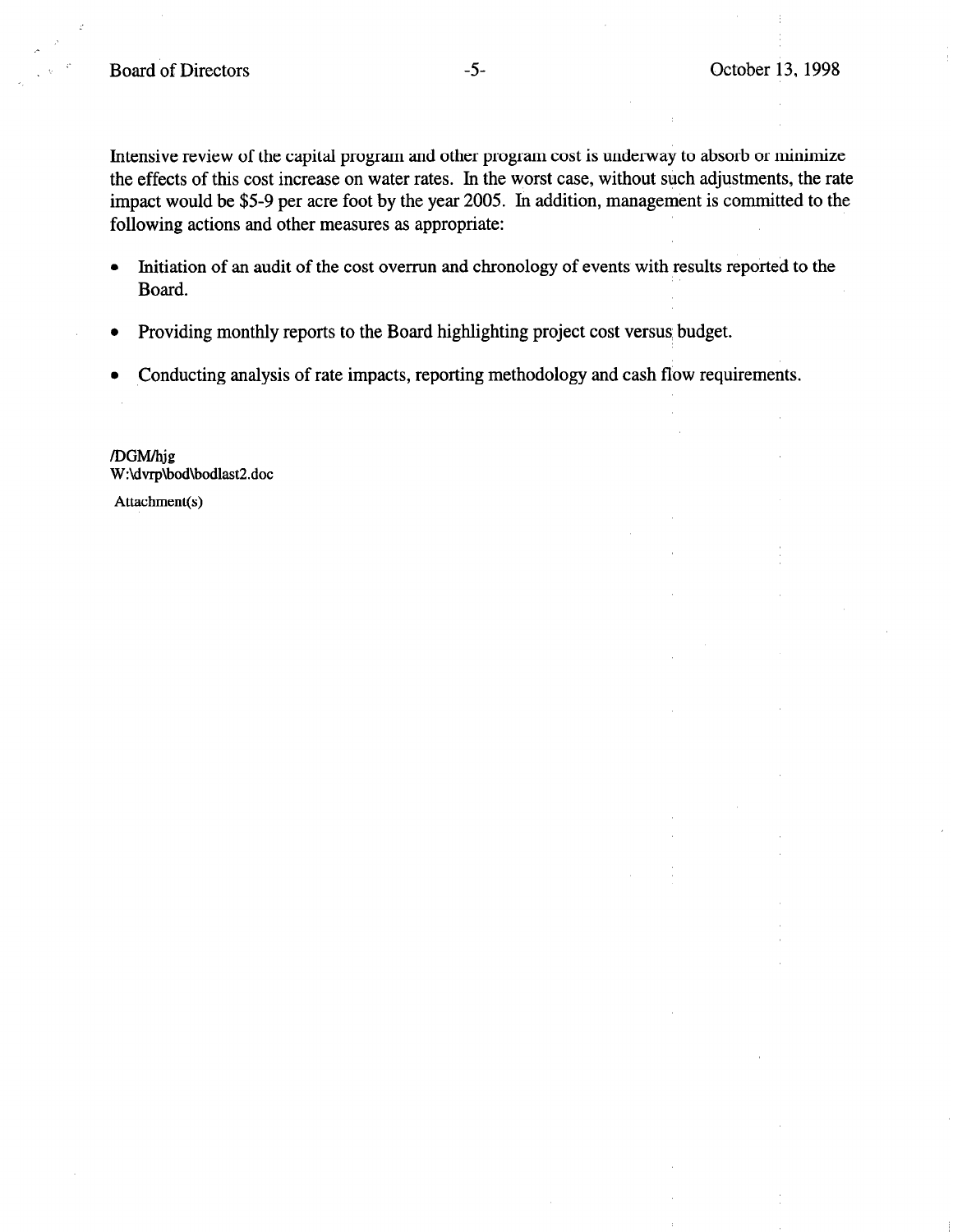Intensive review of the capital program and other program cost is underway to absorb or minimize the effects of this cost increase on water rates. In the worst case, without such adjustments, the rate impact would be $5-9 per acre foot by the year 2005. In addition, management is committed to the following actions and other measures as appropriate:

- Initiation of an audit of the cost overrun and chronology of events with results reported to the Board.
- Providing monthly reports to the Board highlighting project cost versus budget.
- Conducting analysis of rate impacts, reporting methodology and cash flow requirements.

/DGM/hjg
W:\dvrp\bod\bodlast2.doc

Attachment(s)